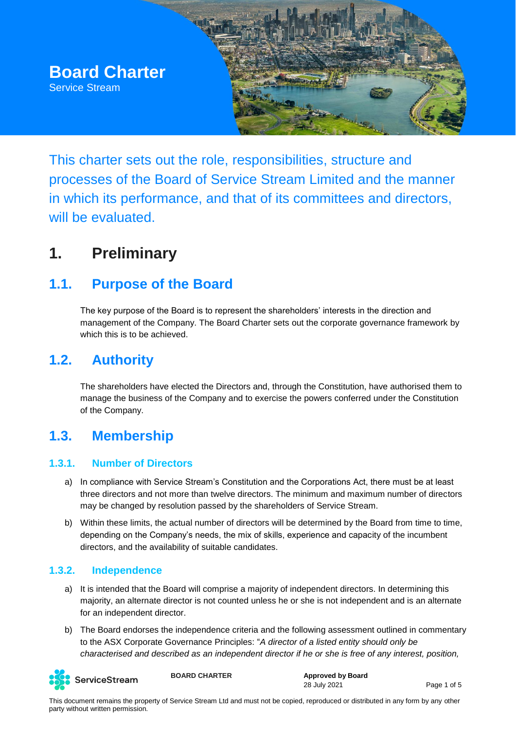# Board Charter

Service Stream

This charter sets out the role, responsibilities, structure and processes of the Board of Service Stream Limited and the manner in which its performance, and that of its committees and directors, will be evaluated.

# 1. Preliminary

## 1.1. Purpose of the Board

The key purpose of the Board is to represent the shareholders' interests in the direction and management of the Company. The Board Charter sets out the corporate governance framework by which this is to be achieved.

## 1.2. Authority

The shareholders have elected the Directors and, through the Constitution, have authorised them to manage the business of the Company and to exercise the powers conferred under the Constitution of the Company.

## 1.3. Membership

### 1.3.1. Number of Directors

a) In compliance with Service Stream's Constitution and the Corporations Act, there must be at least three directors and not more than twelve directors. The minimum and maximum number of directors may be changed by resolution passed by the shareholders of Service Stream.

b) Within these limits, the actual number of directors will be determined by the Board from time to time, depending on the Company's needs, the mix of skills, experience and capacity of the incumbent directors, and the availability of suitable candidates.

### 1.3.2. Independence

a) It is intended that the Board will comprise a majority of independent directors. In determining this majority, an alternate director is not counted unless he or she is not independent and is an alternate for an independent director.

b) The Board endorses the independence criteria and the following assessment outlined in commentary to the ASX Corporate Governance Principles: "*A director of a listed entity should only be characterised and described as an independent director if he or she is free of any interest, position,*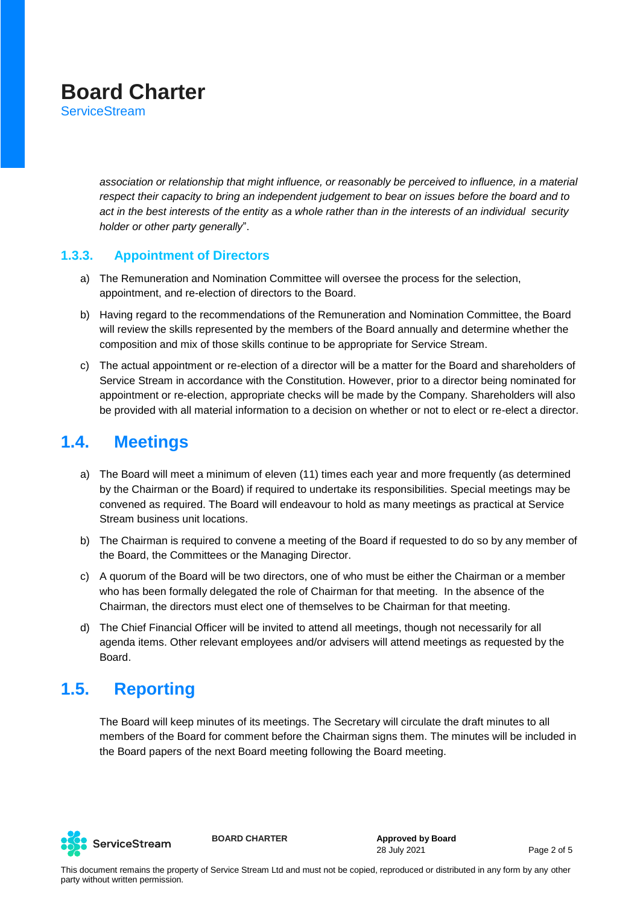*association or relationship that might influence, or reasonably be perceived to influence, in a material respect their capacity to bring an independent judgement to bear on issues before the board and to act in the best interests of the entity as a whole rather than in the interests of an individual security holder or other party generally*".

### 1.3.3. Appointment of Directors

a) The Remuneration and Nomination Committee will oversee the process for the selection, appointment, and re-election of directors to the Board.

b) Having regard to the recommendations of the Remuneration and Nomination Committee, the Board will review the skills represented by the members of the Board annually and determine whether the composition and mix of those skills continue to be appropriate for Service Stream.

c) The actual appointment or re-election of a director will be a matter for the Board and shareholders of Service Stream in accordance with the Constitution. However, prior to a director being nominated for appointment or re-election, appropriate checks will be made by the Company. Shareholders will also be provided with all material information to a decision on whether or not to elect or re-elect a director.

## 1.4. Meetings

a) The Board will meet a minimum of eleven (11) times each year and more frequently (as determined by the Chairman or the Board) if required to undertake its responsibilities. Special meetings may be convened as required. The Board will endeavour to hold as many meetings as practical at Service Stream business unit locations.

b) The Chairman is required to convene a meeting of the Board if requested to do so by any member of the Board, the Committees or the Managing Director.

c) A quorum of the Board will be two directors, one of who must be either the Chairman or a member who has been formally delegated the role of Chairman for that meeting. In the absence of the Chairman, the directors must elect one of themselves to be Chairman for that meeting.

d) The Chief Financial Officer will be invited to attend all meetings, though not necessarily for all agenda items. Other relevant employees and/or advisers will attend meetings as requested by the Board.

## 1.5. Reporting

The Board will keep minutes of its meetings. The Secretary will circulate the draft minutes to all members of the Board for comment before the Chairman signs them. The minutes will be included in the Board papers of the next Board meeting following the Board meeting.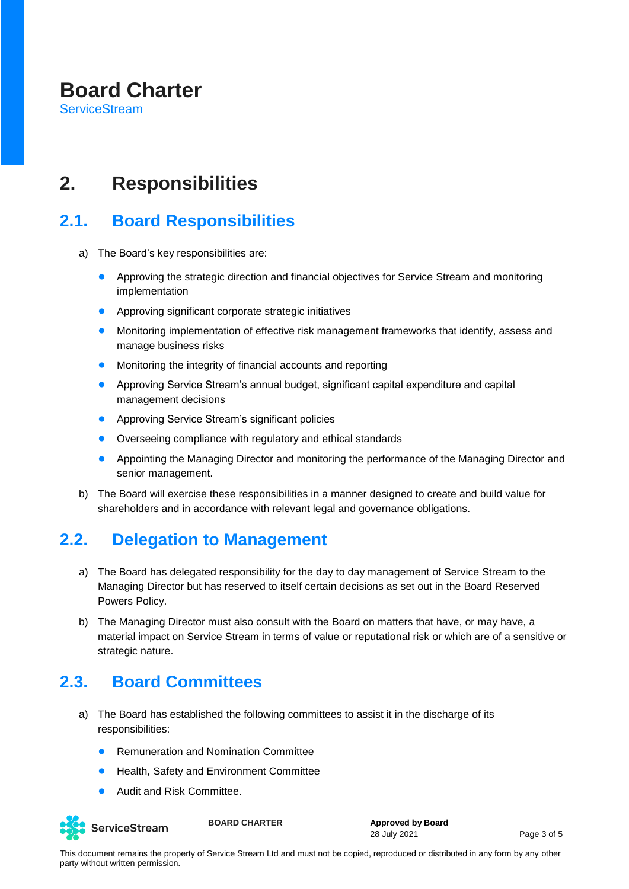# 2. Responsibilities

## 2.1. Board Responsibilities

a) The Board's key responsibilities are:

- Approving the strategic direction and financial objectives for Service Stream and monitoring implementation
- Approving significant corporate strategic initiatives
- Monitoring implementation of effective risk management frameworks that identify, assess and manage business risks
- Monitoring the integrity of financial accounts and reporting
- Approving Service Stream's annual budget, significant capital expenditure and capital management decisions
- Approving Service Stream's significant policies
- Overseeing compliance with regulatory and ethical standards
- Appointing the Managing Director and monitoring the performance of the Managing Director and senior management.

b) The Board will exercise these responsibilities in a manner designed to create and build value for shareholders and in accordance with relevant legal and governance obligations.

## 2.2. Delegation to Management

a) The Board has delegated responsibility for the day to day management of Service Stream to the Managing Director but has reserved to itself certain decisions as set out in the Board Reserved Powers Policy.

b) The Managing Director must also consult with the Board on matters that have, or may have, a material impact on Service Stream in terms of value or reputational risk or which are of a sensitive or strategic nature.

## 2.3. Board Committees

a) The Board has established the following committees to assist it in the discharge of its responsibilities:

- Remuneration and Nomination Committee
- Health, Safety and Environment Committee
- Audit and Risk Committee.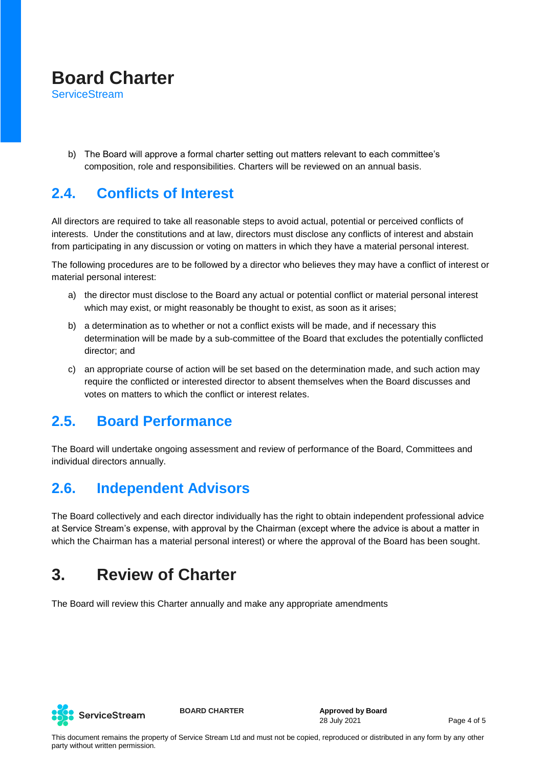b) The Board will approve a formal charter setting out matters relevant to each committee's composition, role and responsibilities. Charters will be reviewed on an annual basis.

## 2.4. Conflicts of Interest

All directors are required to take all reasonable steps to avoid actual, potential or perceived conflicts of interests. Under the constitutions and at law, directors must disclose any conflicts of interest and abstain from participating in any discussion or voting on matters in which they have a material personal interest.

The following procedures are to be followed by a director who believes they may have a conflict of interest or material personal interest:

a) the director must disclose to the Board any actual or potential conflict or material personal interest which may exist, or might reasonably be thought to exist, as soon as it arises;

b) a determination as to whether or not a conflict exists will be made, and if necessary this determination will be made by a sub-committee of the Board that excludes the potentially conflicted director; and

c) an appropriate course of action will be set based on the determination made, and such action may require the conflicted or interested director to absent themselves when the Board discusses and votes on matters to which the conflict or interest relates.

## 2.5. Board Performance

The Board will undertake ongoing assessment and review of performance of the Board, Committees and individual directors annually.

## 2.6. Independent Advisors

The Board collectively and each director individually has the right to obtain independent professional advice at Service Stream's expense, with approval by the Chairman (except where the advice is about a matter in which the Chairman has a material personal interest) or where the approval of the Board has been sought.

# 3. Review of Charter

The Board will review this Charter annually and make any appropriate amendments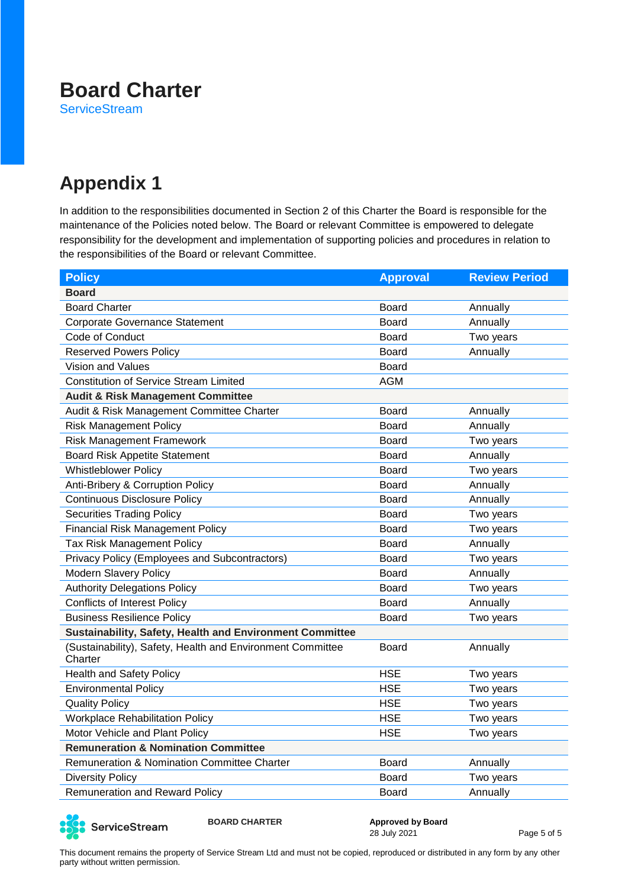# Appendix 1

In addition to the responsibilities documented in Section 2 of this Charter the Board is responsible for the maintenance of the Policies noted below. The Board or relevant Committee is empowered to delegate responsibility for the development and implementation of supporting policies and procedures in relation to the responsibilities of the Board or relevant Committee.

| Policy | Approval | Review Period |
|---|---|---|
| **Board** | | |
| Board Charter | Board | Annually |
| Corporate Governance Statement | Board | Annually |
| Code of Conduct | Board | Two years |
| Reserved Powers Policy | Board | Annually |
| Vision and Values | Board | |
| Constitution of Service Stream Limited | AGM | |
| **Audit & Risk Management Committee** | | |
| Audit & Risk Management Committee Charter | Board | Annually |
| Risk Management Policy | Board | Annually |
| Risk Management Framework | Board | Two years |
| Board Risk Appetite Statement | Board | Annually |
| Whistleblower Policy | Board | Two years |
| Anti-Bribery & Corruption Policy | Board | Annually |
| Continuous Disclosure Policy | Board | Annually |
| Securities Trading Policy | Board | Two years |
| Financial Risk Management Policy | Board | Two years |
| Tax Risk Management Policy | Board | Annually |
| Privacy Policy (Employees and Subcontractors) | Board | Two years |
| Modern Slavery Policy | Board | Annually |
| Authority Delegations Policy | Board | Two years |
| Conflicts of Interest Policy | Board | Annually |
| Business Resilience Policy | Board | Two years |
| **Sustainability, Safety, Health and Environment Committee** | | |
| (Sustainability), Safety, Health and Environment Committee Charter | Board | Annually |
| Health and Safety Policy | HSE | Two years |
| Environmental Policy | HSE | Two years |
| Quality Policy | HSE | Two years |
| Workplace Rehabilitation Policy | HSE | Two years |
| Motor Vehicle and Plant Policy | HSE | Two years |
| **Remuneration & Nomination Committee** | | |
| Remuneration & Nomination Committee Charter | Board | Annually |
| Diversity Policy | Board | Two years |
| Remuneration and Reward Policy | Board | Annually |